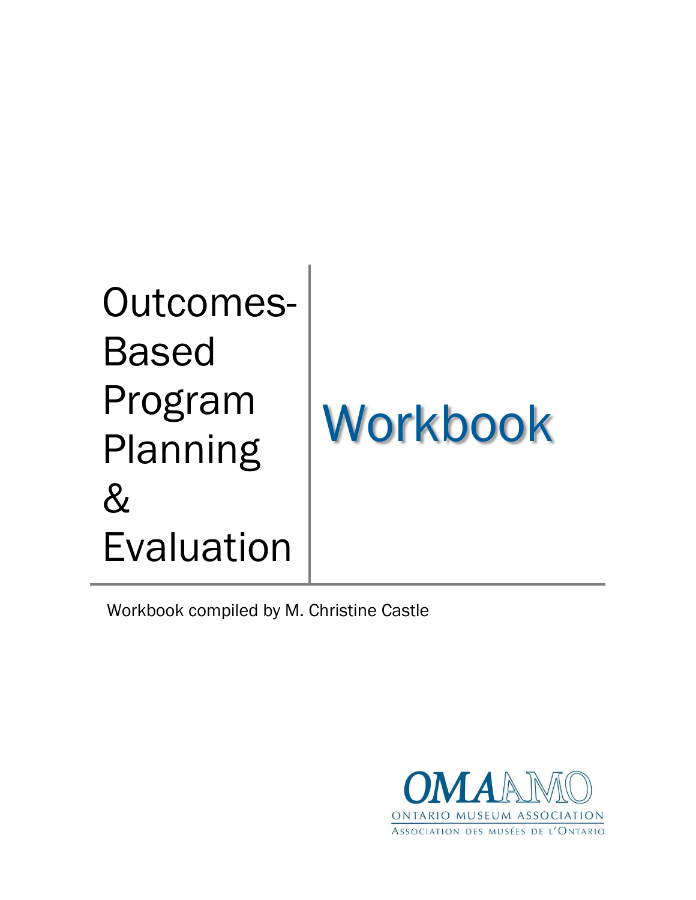# Outcomes-Based Program Planning & Evaluation

# Workbook

Workbook compiled by M. Christine Castle

OMA AMO

ONTARIO MUSEUM ASSOCIATION

ASSOCIATION DES MUSÉES DE L'ONTARIO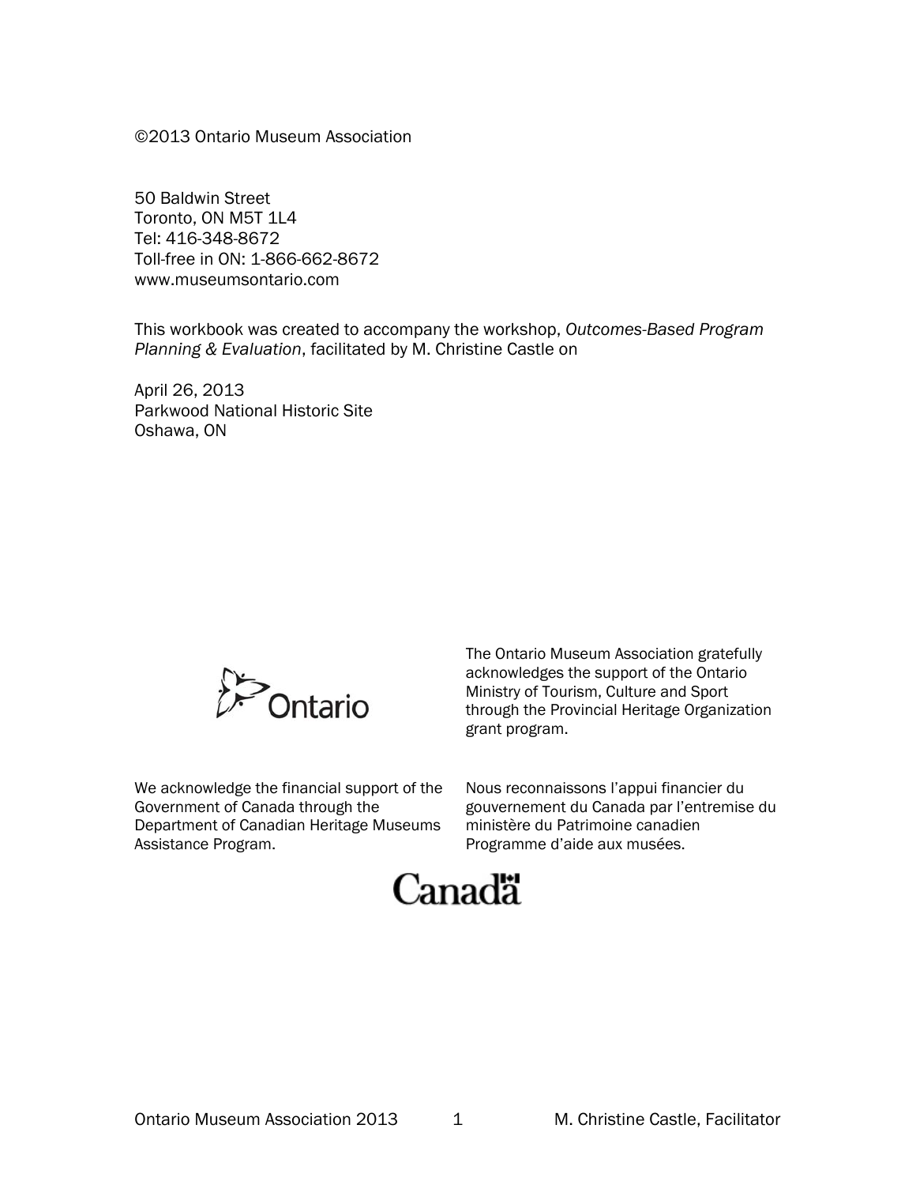©2013 Ontario Museum Association

50 Baldwin Street
Toronto, ON M5T 1L4
Tel: 416-348-8672
Toll-free in ON: 1-866-662-8672
www.museumsontario.com

This workbook was created to accompany the workshop, *Outcomes-Based Program Planning & Evaluation*, facilitated by M. Christine Castle on

April 26, 2013
Parkwood National Historic Site
Oshawa, ON

The Ontario Museum Association gratefully acknowledges the support of the Ontario Ministry of Tourism, Culture and Sport through the Provincial Heritage Organization grant program.

We acknowledge the financial support of the Government of Canada through the Department of Canadian Heritage Museums Assistance Program.

Nous reconnaissons l'appui financier du gouvernement du Canada par l'entremise du ministère du Patrimoine canadien Programme d'aide aux musées.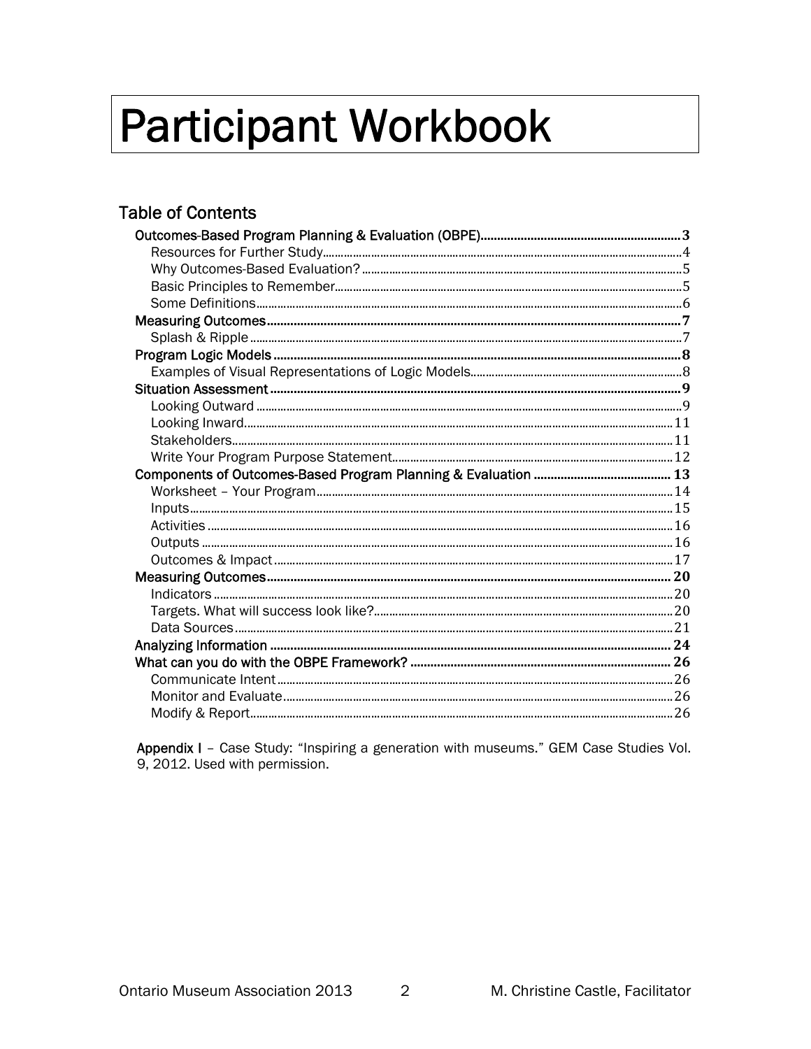# Participant Workbook

## Table of Contents

- Outcomes-Based Program Planning & Evaluation (OBPE) ... 3
  - Resources for Further Study ... 4
  - Why Outcomes-Based Evaluation? ... 5
  - Basic Principles to Remember ... 5
  - Some Definitions ... 6
- Measuring Outcomes ... 7
  - Splash & Ripple ... 7
- Program Logic Models ... 8
  - Examples of Visual Representations of Logic Models ... 8
- Situation Assessment ... 9
  - Looking Outward ... 9
  - Looking Inward ... 11
  - Stakeholders ... 11
  - Write Your Program Purpose Statement ... 12
- Components of Outcomes-Based Program Planning & Evaluation ... 13
  - Worksheet – Your Program ... 14
  - Inputs ... 15
  - Activities ... 16
  - Outputs ... 16
  - Outcomes & Impact ... 17
- Measuring Outcomes ... 20
  - Indicators ... 20
  - Targets. What will success look like? ... 20
  - Data Sources ... 21
- Analyzing Information ... 24
- What can you do with the OBPE Framework? ... 26
  - Communicate Intent ... 26
  - Monitor and Evaluate ... 26
  - Modify & Report ... 26

**Appendix I** – Case Study: "Inspiring a generation with museums." GEM Case Studies Vol. 9, 2012. Used with permission.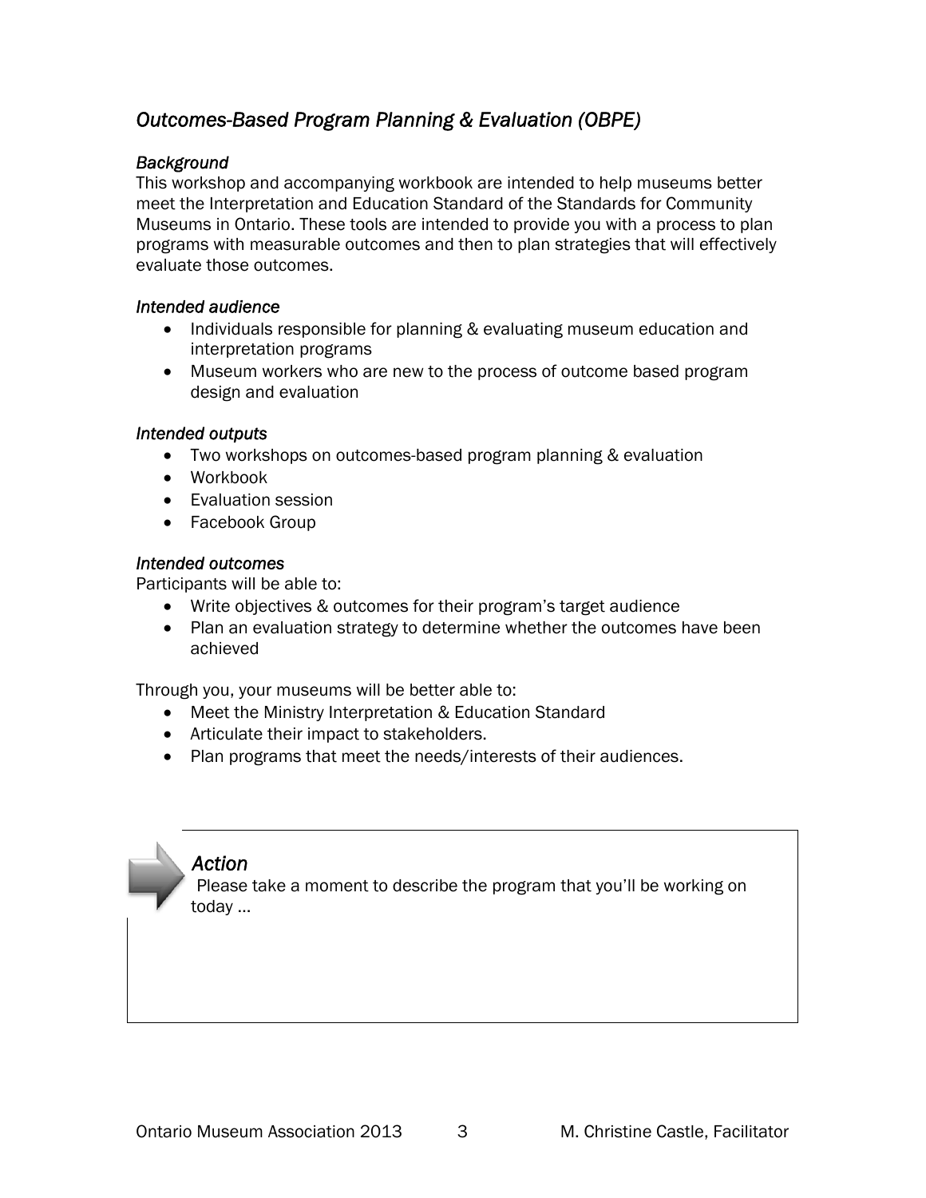## *Outcomes-Based Program Planning & Evaluation (OBPE)*

### *Background*

This workshop and accompanying workbook are intended to help museums better meet the Interpretation and Education Standard of the Standards for Community Museums in Ontario. These tools are intended to provide you with a process to plan programs with measurable outcomes and then to plan strategies that will effectively evaluate those outcomes.

### *Intended audience*

- Individuals responsible for planning & evaluating museum education and interpretation programs
- Museum workers who are new to the process of outcome based program design and evaluation

### *Intended outputs*

- Two workshops on outcomes-based program planning & evaluation
- Workbook
- Evaluation session
- Facebook Group

### *Intended outcomes*

Participants will be able to:

- Write objectives & outcomes for their program's target audience
- Plan an evaluation strategy to determine whether the outcomes have been achieved

Through you, your museums will be better able to:

- Meet the Ministry Interpretation & Education Standard
- Articulate their impact to stakeholders.
- Plan programs that meet the needs/interests of their audiences.

### *Action*

Please take a moment to describe the program that you'll be working on today ...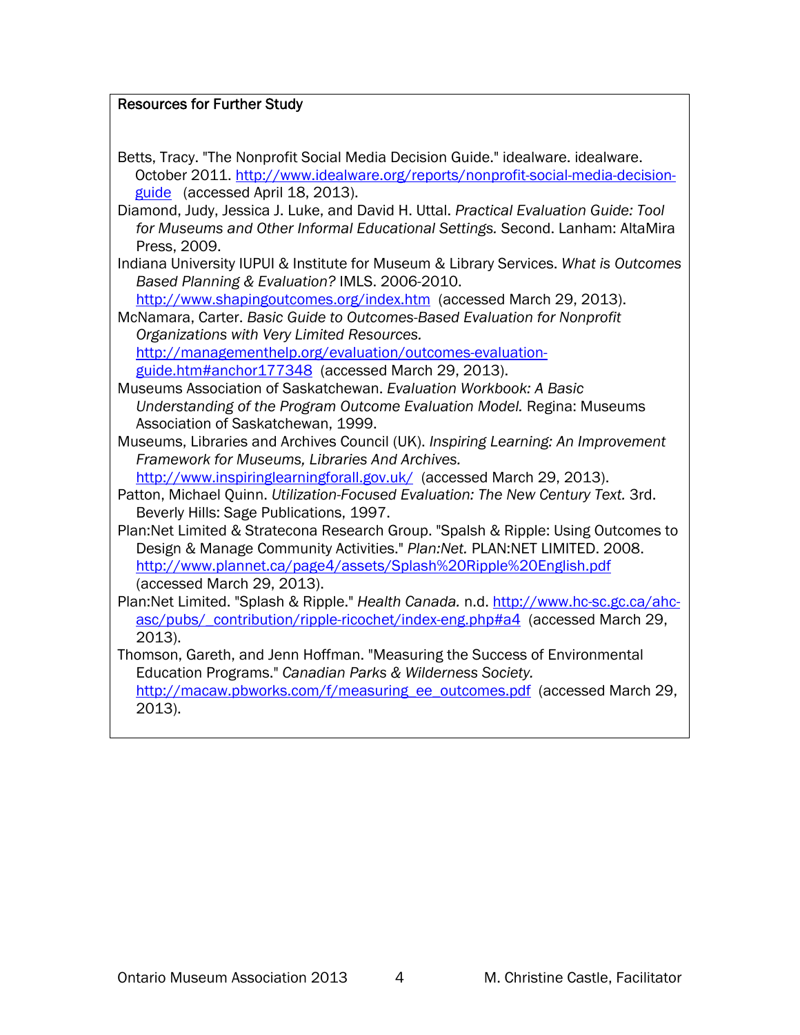**Resources for Further Study**

Betts, Tracy. "The Nonprofit Social Media Decision Guide." idealware. idealware. October 2011. http://www.idealware.org/reports/nonprofit-social-media-decision-guide (accessed April 18, 2013).

Diamond, Judy, Jessica J. Luke, and David H. Uttal. *Practical Evaluation Guide: Tool for Museums and Other Informal Educational Settings.* Second. Lanham: AltaMira Press, 2009.

Indiana University IUPUI & Institute for Museum & Library Services. *What is Outcomes Based Planning & Evaluation?* IMLS. 2006-2010. http://www.shapingoutcomes.org/index.htm (accessed March 29, 2013).

McNamara, Carter. *Basic Guide to Outcomes-Based Evaluation for Nonprofit Organizations with Very Limited Resources.* http://managementhelp.org/evaluation/outcomes-evaluation-guide.htm#anchor177348 (accessed March 29, 2013).

Museums Association of Saskatchewan. *Evaluation Workbook: A Basic Understanding of the Program Outcome Evaluation Model.* Regina: Museums Association of Saskatchewan, 1999.

Museums, Libraries and Archives Council (UK). *Inspiring Learning: An Improvement Framework for Museums, Libraries And Archives.* http://www.inspiringlearningforall.gov.uk/ (accessed March 29, 2013).

Patton, Michael Quinn. *Utilization-Focused Evaluation: The New Century Text.* 3rd. Beverly Hills: Sage Publications, 1997.

Plan:Net Limited & Stratecona Research Group. "Spalsh & Ripple: Using Outcomes to Design & Manage Community Activities." *Plan:Net.* PLAN:NET LIMITED. 2008. http://www.plannet.ca/page4/assets/Splash%20Ripple%20English.pdf (accessed March 29, 2013).

Plan:Net Limited. "Splash & Ripple." *Health Canada.* n.d. http://www.hc-sc.gc.ca/ahc-asc/pubs/_contribution/ripple-ricochet/index-eng.php#a4 (accessed March 29, 2013).

Thomson, Gareth, and Jenn Hoffman. "Measuring the Success of Environmental Education Programs." *Canadian Parks & Wilderness Society.* http://macaw.pbworks.com/f/measuring_ee_outcomes.pdf (accessed March 29, 2013).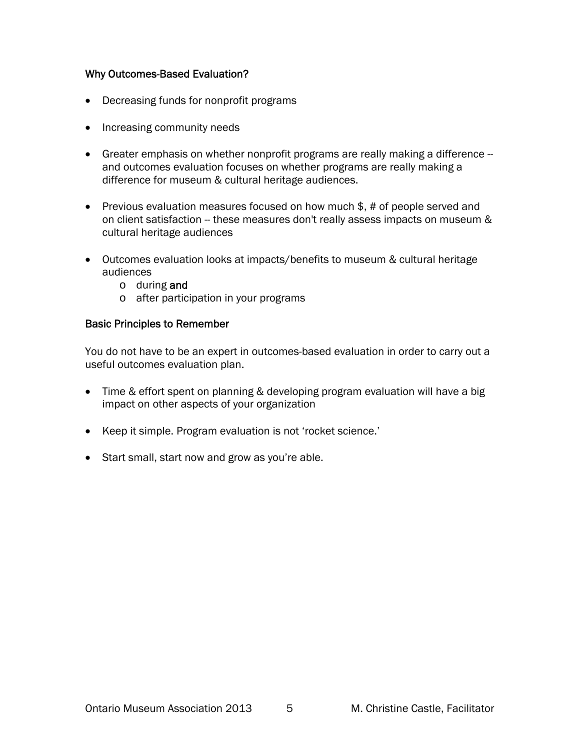### Why Outcomes-Based Evaluation?

- Decreasing funds for nonprofit programs
- Increasing community needs
- Greater emphasis on whether nonprofit programs are really making a difference -- and outcomes evaluation focuses on whether programs are really making a difference for museum & cultural heritage audiences.
- Previous evaluation measures focused on how much $, # of people served and on client satisfaction -- these measures don't really assess impacts on museum & cultural heritage audiences
- Outcomes evaluation looks at impacts/benefits to museum & cultural heritage audiences
  - during **and**
  - after participation in your programs

### Basic Principles to Remember

You do not have to be an expert in outcomes-based evaluation in order to carry out a useful outcomes evaluation plan.

- Time & effort spent on planning & developing program evaluation will have a big impact on other aspects of your organization
- Keep it simple. Program evaluation is not 'rocket science.'
- Start small, start now and grow as you're able.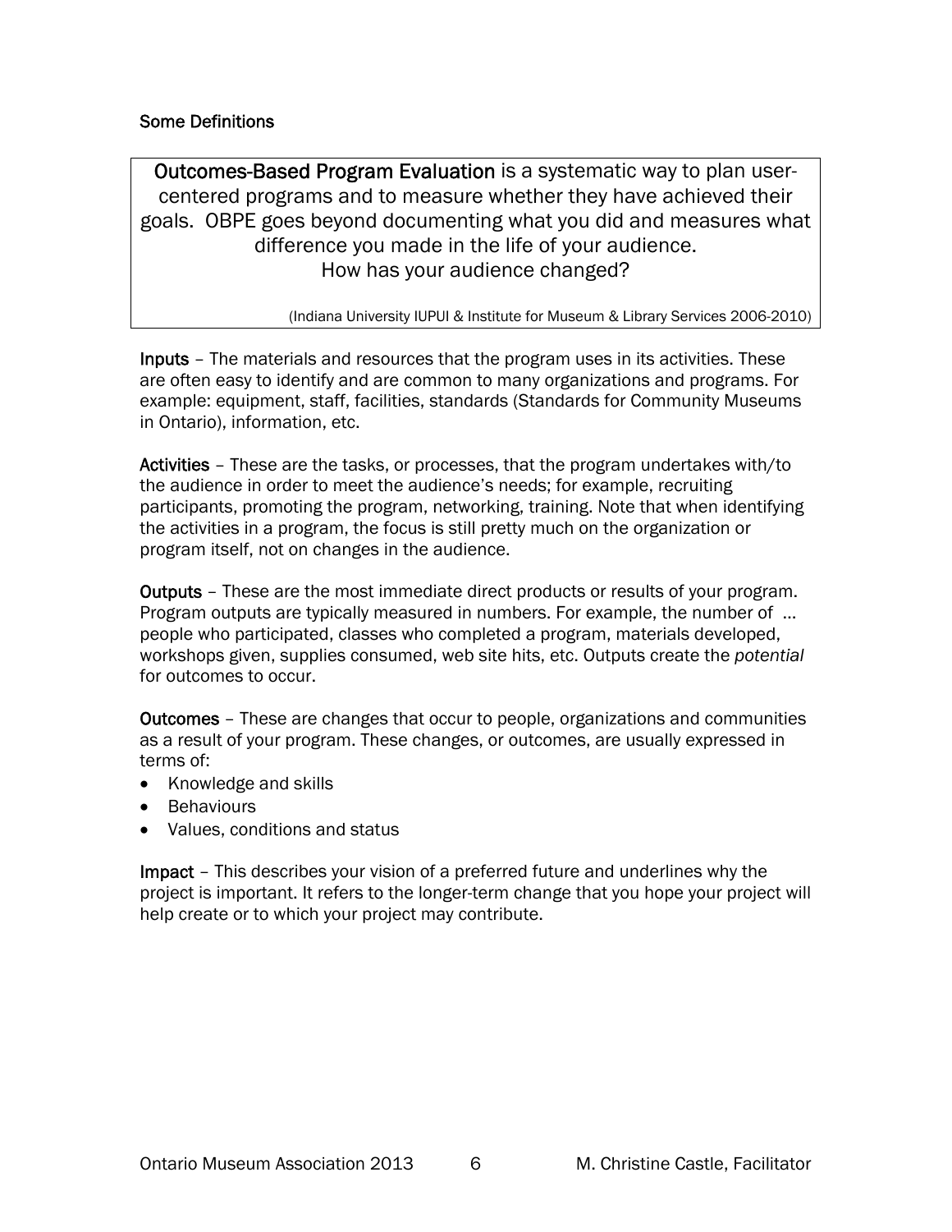Some Definitions

> **Outcomes-Based Program Evaluation** is a systematic way to plan user-centered programs and to measure whether they have achieved their goals. OBPE goes beyond documenting what you did and measures what difference you made in the life of your audience.
> How has your audience changed?
>
> (Indiana University IUPUI & Institute for Museum & Library Services 2006-2010)

**Inputs** – The materials and resources that the program uses in its activities. These are often easy to identify and are common to many organizations and programs. For example: equipment, staff, facilities, standards (Standards for Community Museums in Ontario), information, etc.

**Activities** – These are the tasks, or processes, that the program undertakes with/to the audience in order to meet the audience's needs; for example, recruiting participants, promoting the program, networking, training. Note that when identifying the activities in a program, the focus is still pretty much on the organization or program itself, not on changes in the audience.

**Outputs** – These are the most immediate direct products or results of your program. Program outputs are typically measured in numbers. For example, the number of ... people who participated, classes who completed a program, materials developed, workshops given, supplies consumed, web site hits, etc. Outputs create the *potential* for outcomes to occur.

**Outcomes** – These are changes that occur to people, organizations and communities as a result of your program. These changes, or outcomes, are usually expressed in terms of:

- Knowledge and skills
- Behaviours
- Values, conditions and status

**Impact** – This describes your vision of a preferred future and underlines why the project is important. It refers to the longer-term change that you hope your project will help create or to which your project may contribute.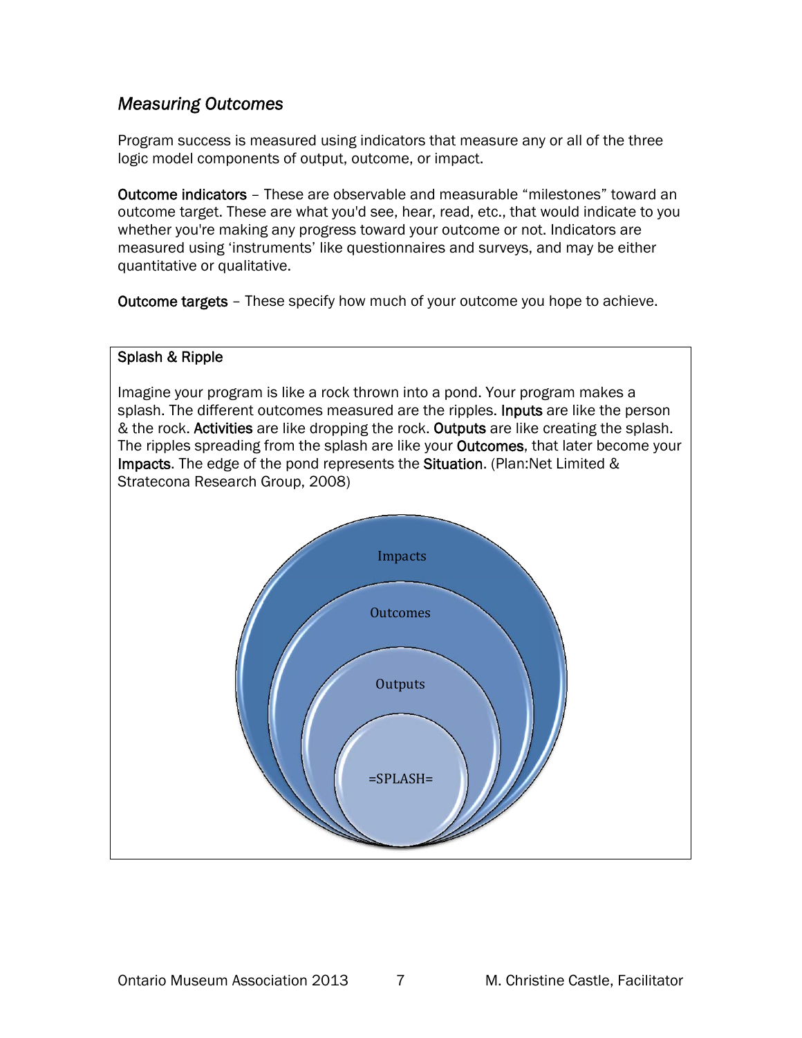## *Measuring Outcomes*

Program success is measured using indicators that measure any or all of the three logic model components of output, outcome, or impact.

Outcome indicators – These are observable and measurable "milestones" toward an outcome target. These are what you'd see, hear, read, etc., that would indicate to you whether you're making any progress toward your outcome or not. Indicators are measured using 'instruments' like questionnaires and surveys, and may be either quantitative or qualitative.

Outcome targets – These specify how much of your outcome you hope to achieve.

### Splash & Ripple

Imagine your program is like a rock thrown into a pond. Your program makes a splash. The different outcomes measured are the ripples. **Inputs** are like the person & the rock. **Activities** are like dropping the rock. **Outputs** are like creating the splash. The ripples spreading from the splash are like your **Outcomes**, that later become your **Impacts**. The edge of the pond represents the **Situation**. (Plan:Net Limited & Stratecona Research Group, 2008)

Impacts

Outcomes

Outputs

=SPLASH=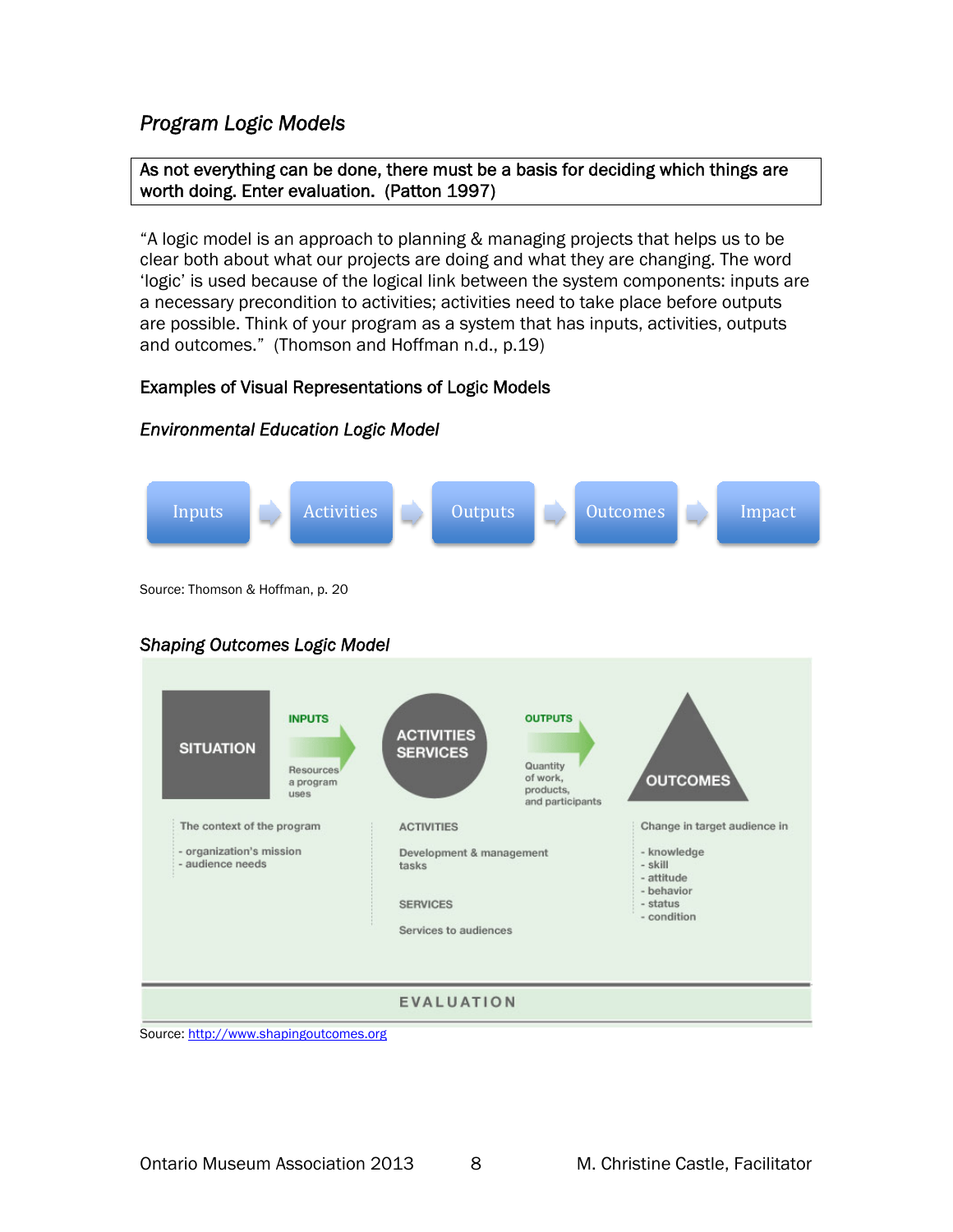## *Program Logic Models*

As not everything can be done, there must be a basis for deciding which things are worth doing. Enter evaluation. (Patton 1997)

"A logic model is an approach to planning & managing projects that helps us to be clear both about what our projects are doing and what they are changing. The word 'logic' is used because of the logical link between the system components: inputs are a necessary precondition to activities; activities need to take place before outputs are possible. Think of your program as a system that has inputs, activities, outputs and outcomes." (Thomson and Hoffman n.d., p.19)

### Examples of Visual Representations of Logic Models

*Environmental Education Logic Model*

Inputs → Activities → Outputs → Outcomes → Impact

Source: Thomson & Hoffman, p. 20

*Shaping Outcomes Logic Model*

SITUATION → INPUTS (Resources a program uses) → ACTIVITIES SERVICES → OUTPUTS (Quantity of work, products, and participants) → OUTCOMES

The context of the program
- organization's mission
- audience needs

ACTIVITIES

Development & management tasks

SERVICES

Services to audiences

Change in target audience in
- knowledge
- skill
- attitude
- behavior
- status
- condition

EVALUATION

Source: http://www.shapingoutcomes.org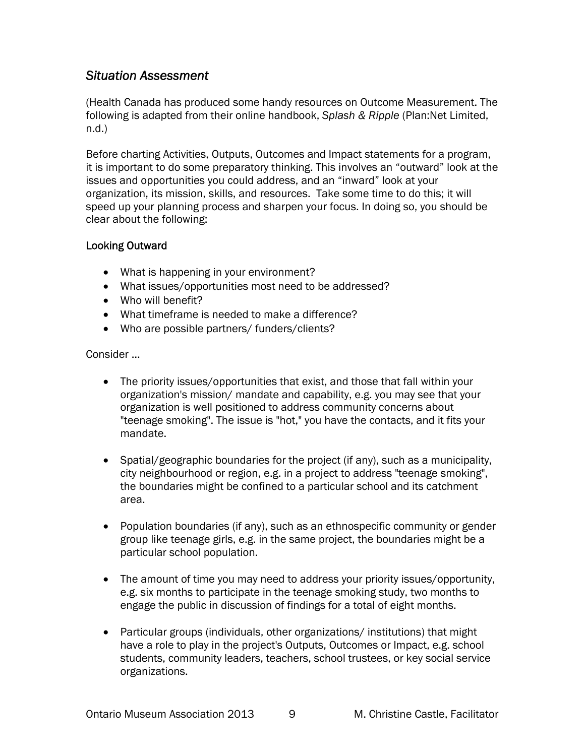## *Situation Assessment*

(Health Canada has produced some handy resources on Outcome Measurement. The following is adapted from their online handbook, *Splash & Ripple* (Plan:Net Limited, n.d.)

Before charting Activities, Outputs, Outcomes and Impact statements for a program, it is important to do some preparatory thinking. This involves an "outward" look at the issues and opportunities you could address, and an "inward" look at your organization, its mission, skills, and resources. Take some time to do this; it will speed up your planning process and sharpen your focus. In doing so, you should be clear about the following:

### Looking Outward

- What is happening in your environment?
- What issues/opportunities most need to be addressed?
- Who will benefit?
- What timeframe is needed to make a difference?
- Who are possible partners/ funders/clients?

Consider …

- The priority issues/opportunities that exist, and those that fall within your organization's mission/ mandate and capability, e.g. you may see that your organization is well positioned to address community concerns about "teenage smoking". The issue is "hot," you have the contacts, and it fits your mandate.

- Spatial/geographic boundaries for the project (if any), such as a municipality, city neighbourhood or region, e.g. in a project to address "teenage smoking", the boundaries might be confined to a particular school and its catchment area.

- Population boundaries (if any), such as an ethnospecific community or gender group like teenage girls, e.g. in the same project, the boundaries might be a particular school population.

- The amount of time you may need to address your priority issues/opportunity, e.g. six months to participate in the teenage smoking study, two months to engage the public in discussion of findings for a total of eight months.

- Particular groups (individuals, other organizations/ institutions) that might have a role to play in the project's Outputs, Outcomes or Impact, e.g. school students, community leaders, teachers, school trustees, or key social service organizations.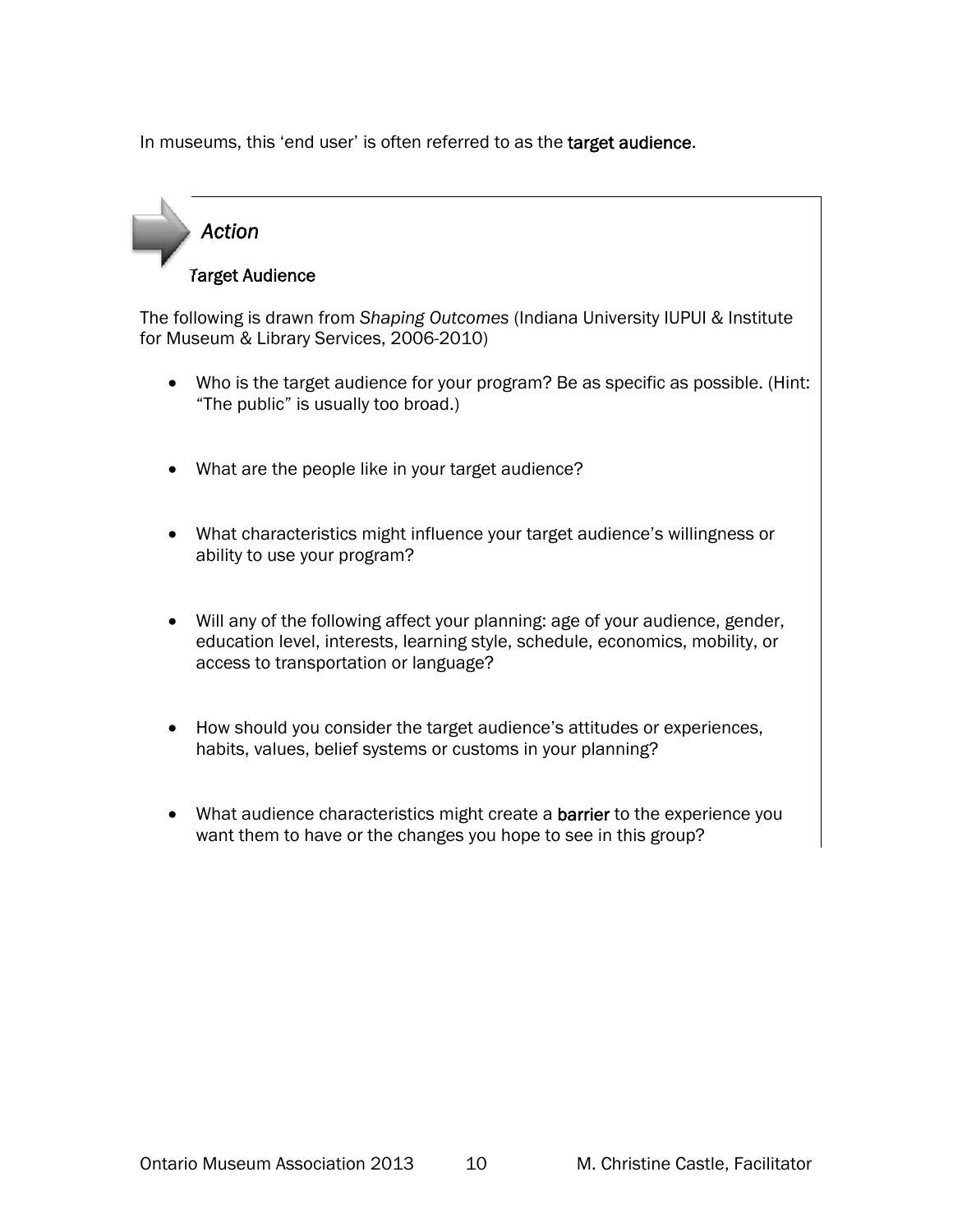In museums, this 'end user' is often referred to as the **target audience**.

### *Action*

**Target Audience**

The following is drawn from *Shaping Outcomes* (Indiana University IUPUI & Institute for Museum & Library Services, 2006-2010)

- Who is the target audience for your program? Be as specific as possible. (Hint: "The public" is usually too broad.)
- What are the people like in your target audience?
- What characteristics might influence your target audience's willingness or ability to use your program?
- Will any of the following affect your planning: age of your audience, gender, education level, interests, learning style, schedule, economics, mobility, or access to transportation or language?
- How should you consider the target audience's attitudes or experiences, habits, values, belief systems or customs in your planning?
- What audience characteristics might create a **barrier** to the experience you want them to have or the changes you hope to see in this group?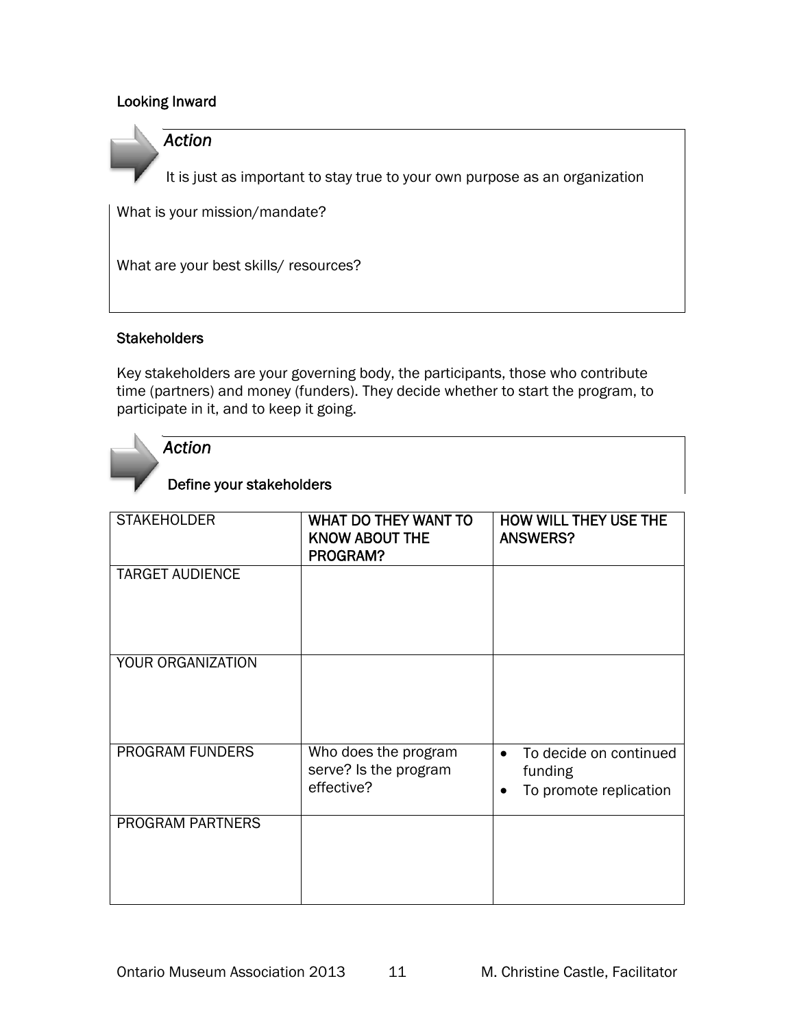### Looking Inward

*Action*

It is just as important to stay true to your own purpose as an organization

What is your mission/mandate?

What are your best skills/ resources?

### Stakeholders

Key stakeholders are your governing body, the participants, those who contribute time (partners) and money (funders). They decide whether to start the program, to participate in it, and to keep it going.

*Action*

Define your stakeholders

| STAKEHOLDER | WHAT DO THEY WANT TO KNOW ABOUT THE PROGRAM? | HOW WILL THEY USE THE ANSWERS? |
|---|---|---|
| TARGET AUDIENCE | | |
| YOUR ORGANIZATION | | |
| PROGRAM FUNDERS | Who does the program serve? Is the program effective? | • To decide on continued funding<br>• To promote replication |
| PROGRAM PARTNERS | | |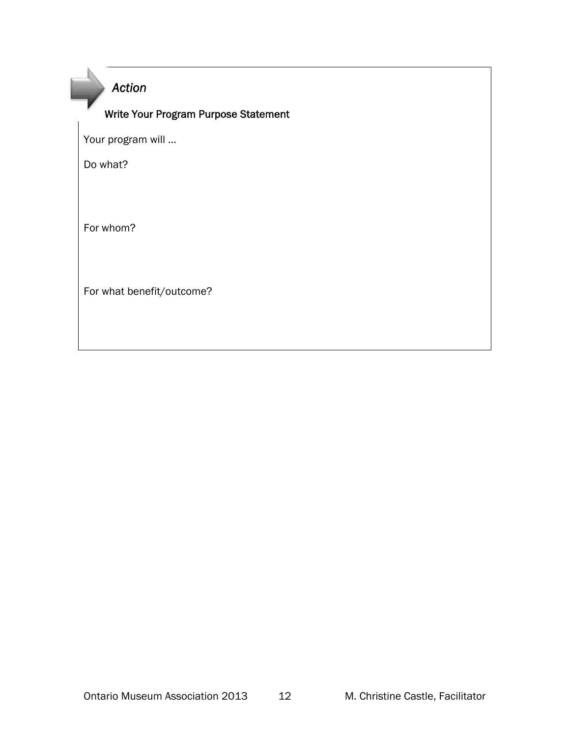*Action*

Write Your Program Purpose Statement

Your program will …

Do what?

For whom?

For what benefit/outcome?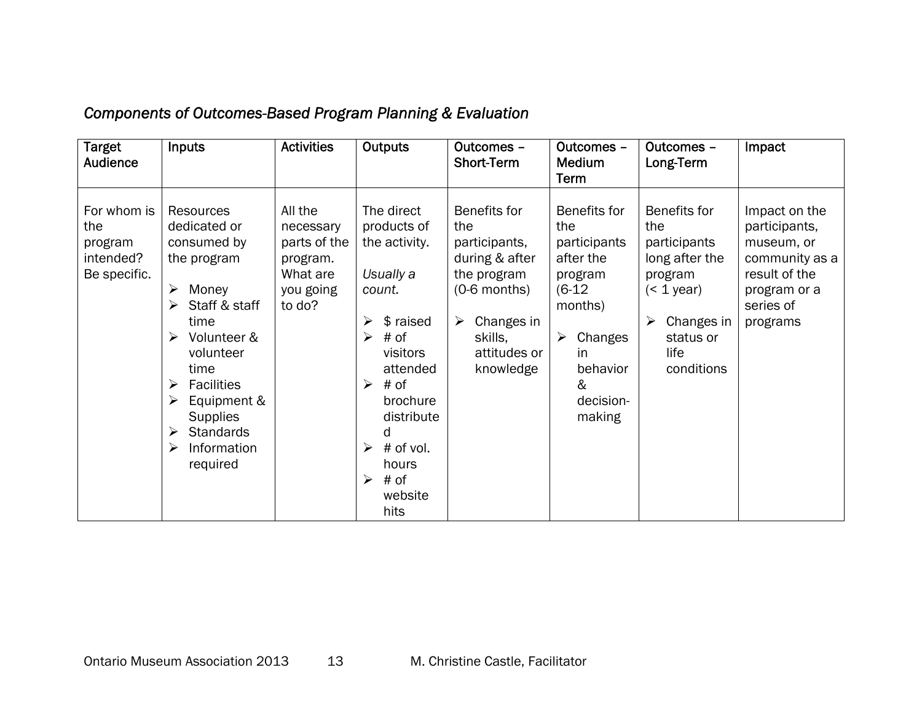*Components of Outcomes-Based Program Planning & Evaluation*

| Target Audience | Inputs | Activities | Outputs | Outcomes – Short-Term | Outcomes – Medium Term | Outcomes – Long-Term | Impact |
|---|---|---|---|---|---|---|---|
| For whom is the program intended? Be specific. | Resources dedicated or consumed by the program<br><br>➢ Money<br>➢ Staff & staff time<br>➢ Volunteer & volunteer time<br>➢ Facilities<br>➢ Equipment & Supplies<br>➢ Standards<br>➢ Information required | All the necessary parts of the program. What are you going to do? | The direct products of the activity.<br><br>*Usually a count.*<br><br>➢ $ raised<br>➢ # of visitors attended<br>➢ # of brochure distributed<br>➢ # of vol. hours<br>➢ # of website hits | Benefits for the participants, during & after the program (0-6 months)<br><br>➢ Changes in skills, attitudes or knowledge | Benefits for the participants after the program (6-12 months)<br><br>➢ Changes in behavior & decision-making | Benefits for the participants long after the program (< 1 year)<br><br>➢ Changes in status or life conditions | Impact on the participants, museum, or community as a result of the program or a series of programs |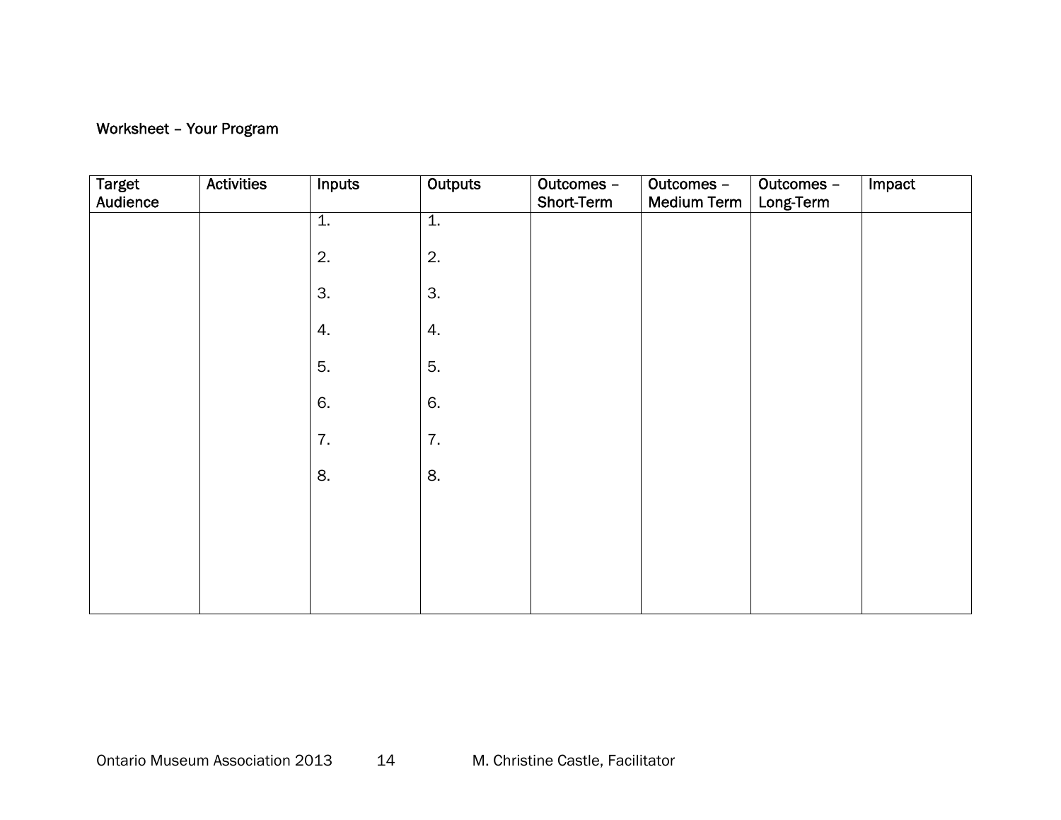Worksheet – Your Program

| Target Audience | Activities | Inputs | Outputs | Outcomes – Short-Term | Outcomes – Medium Term | Outcomes – Long-Term | Impact |
|---|---|---|---|---|---|---|---|
| | | 1. | 1. | | | | |
| | | 2. | 2. | | | | |
| | | 3. | 3. | | | | |
| | | 4. | 4. | | | | |
| | | 5. | 5. | | | | |
| | | 6. | 6. | | | | |
| | | 7. | 7. | | | | |
| | | 8. | 8. | | | | |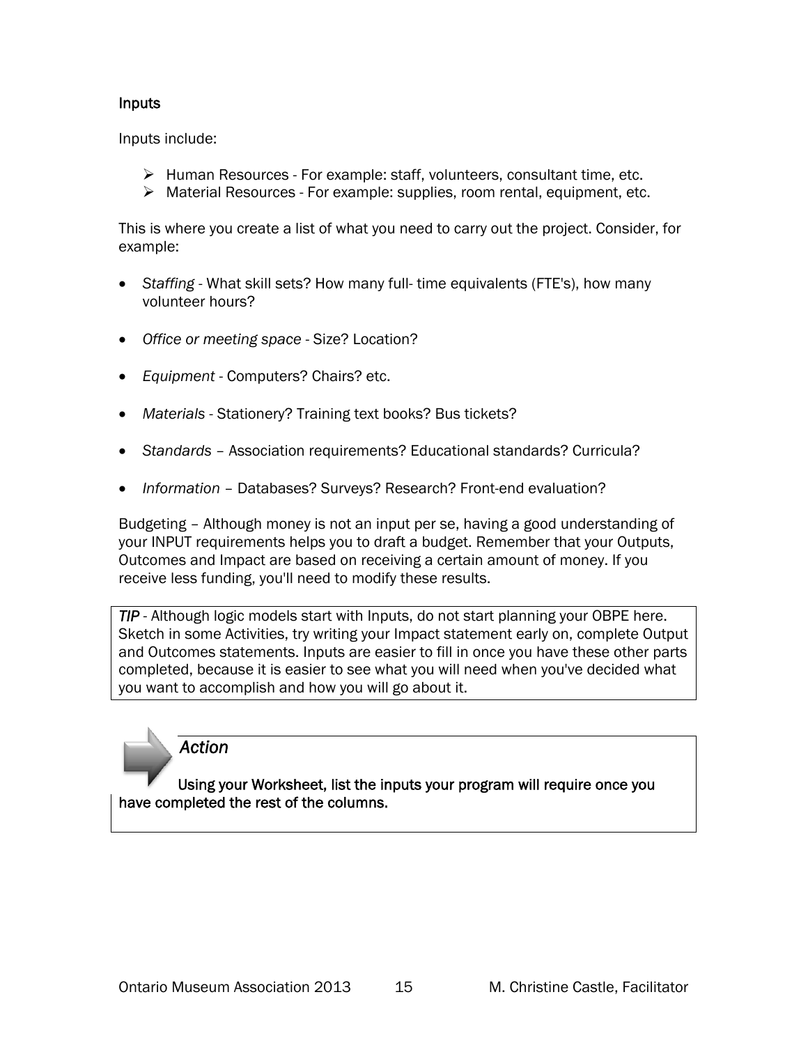### Inputs

Inputs include:

- Human Resources - For example: staff, volunteers, consultant time, etc.
- Material Resources - For example: supplies, room rental, equipment, etc.

This is where you create a list of what you need to carry out the project. Consider, for example:

- *Staffing* - What skill sets? How many full- time equivalents (FTE's), how many volunteer hours?
- *Office or meeting space* - Size? Location?
- *Equipment* - Computers? Chairs? etc.
- *Materials* - Stationery? Training text books? Bus tickets?
- *Standards* – Association requirements? Educational standards? Curricula?
- *Information* – Databases? Surveys? Research? Front-end evaluation?

Budgeting – Although money is not an input per se, having a good understanding of your INPUT requirements helps you to draft a budget. Remember that your Outputs, Outcomes and Impact are based on receiving a certain amount of money. If you receive less funding, you'll need to modify these results.

> ***TIP*** - Although logic models start with Inputs, do not start planning your OBPE here. Sketch in some Activities, try writing your Impact statement early on, complete Output and Outcomes statements. Inputs are easier to fill in once you have these other parts completed, because it is easier to see what you will need when you've decided what you want to accomplish and how you will go about it.

> ***Action***
>
> **Using your Worksheet, list the inputs your program will require once you have completed the rest of the columns.**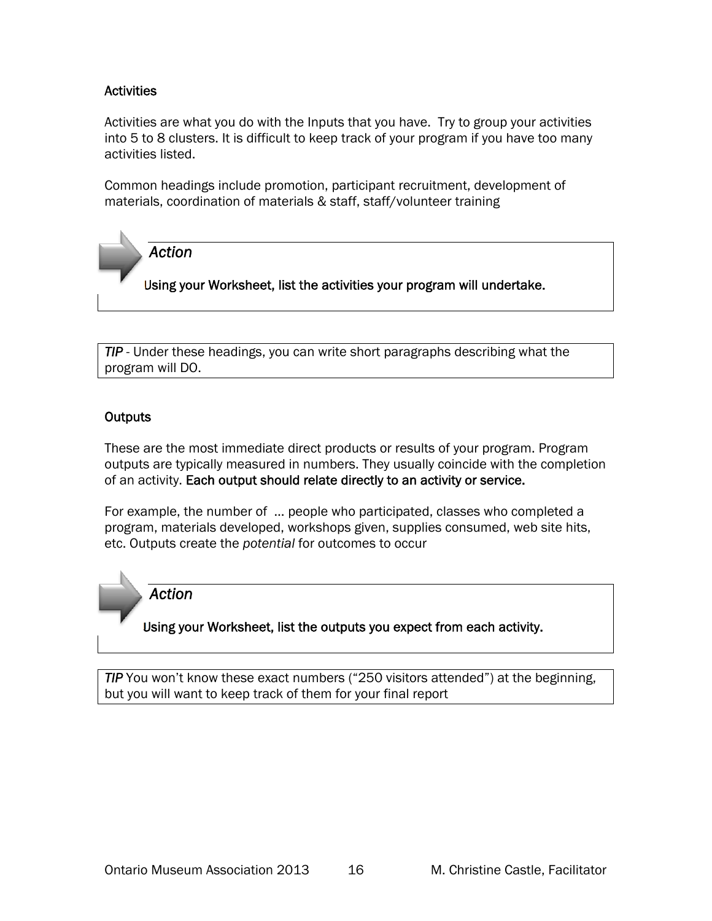### Activities

Activities are what you do with the Inputs that you have. Try to group your activities into 5 to 8 clusters. It is difficult to keep track of your program if you have too many activities listed.

Common headings include promotion, participant recruitment, development of materials, coordination of materials & staff, staff/volunteer training

> *Action*
>
> **Using your Worksheet, list the activities your program will undertake.**

> ***TIP*** - Under these headings, you can write short paragraphs describing what the program will DO.

### Outputs

These are the most immediate direct products or results of your program. Program outputs are typically measured in numbers. They usually coincide with the completion of an activity. **Each output should relate directly to an activity or service.**

For example, the number of ... people who participated, classes who completed a program, materials developed, workshops given, supplies consumed, web site hits, etc. Outputs create the *potential* for outcomes to occur

> *Action*
>
> **Using your Worksheet, list the outputs you expect from each activity.**

> ***TIP*** You won't know these exact numbers ("250 visitors attended") at the beginning, but you will want to keep track of them for your final report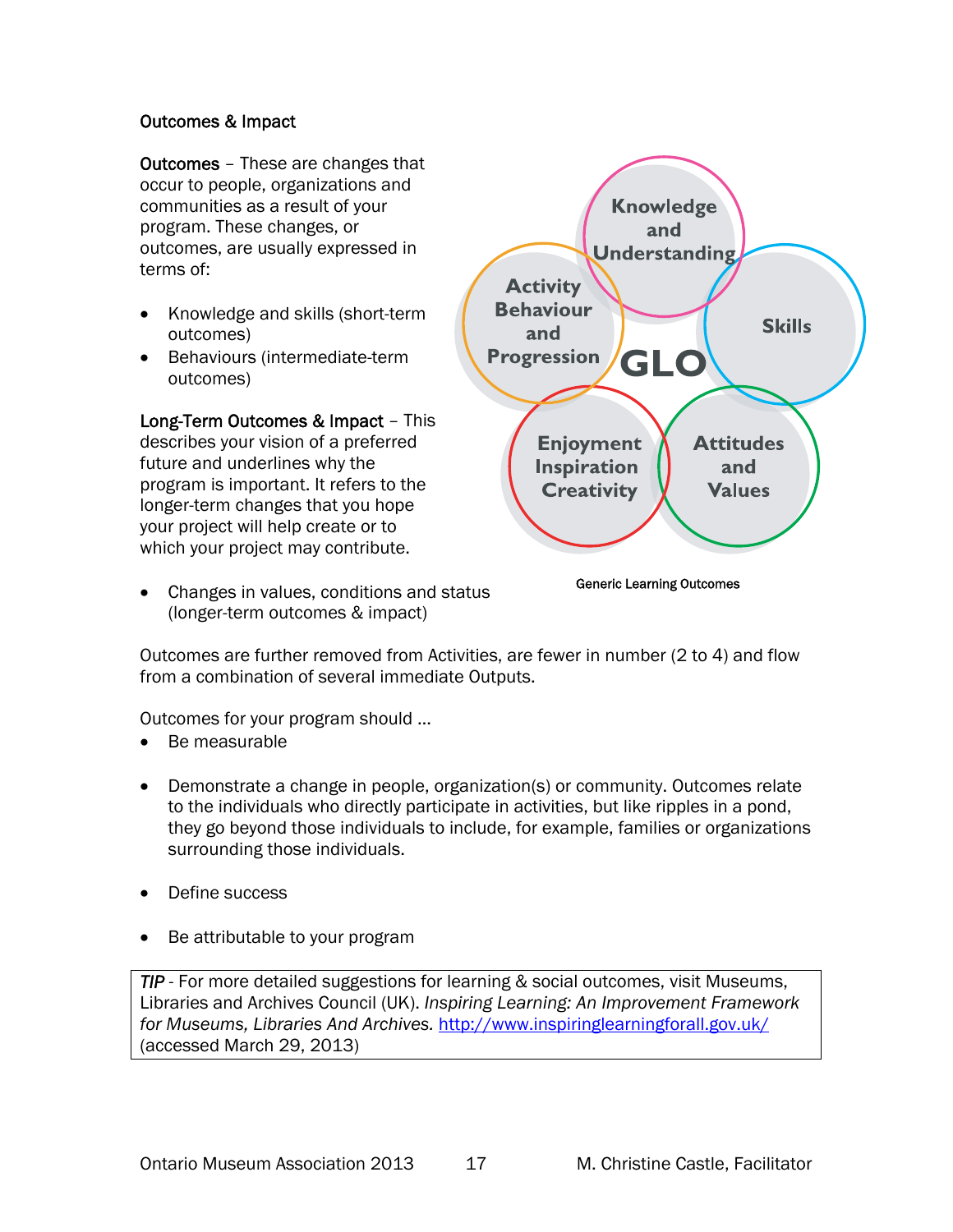## Outcomes & Impact

**Outcomes** – These are changes that occur to people, organizations and communities as a result of your program. These changes, or outcomes, are usually expressed in terms of:

- Knowledge and skills (short-term outcomes)
- Behaviours (intermediate-term outcomes)

**Long-Term Outcomes & Impact** – This describes your vision of a preferred future and underlines why the program is important. It refers to the longer-term changes that you hope your project will help create or to which your project may contribute.

- Changes in values, conditions and status (longer-term outcomes & impact)

Knowledge and Understanding
Skills
Activity Behaviour and Progression
GLO
Enjoyment Inspiration Creativity
Attitudes and Values

Generic Learning Outcomes

Outcomes are further removed from Activities, are fewer in number (2 to 4) and flow from a combination of several immediate Outputs.

Outcomes for your program should …

- Be measurable
- Demonstrate a change in people, organization(s) or community. Outcomes relate to the individuals who directly participate in activities, but like ripples in a pond, they go beyond those individuals to include, for example, families or organizations surrounding those individuals.
- Define success
- Be attributable to your program

> *TIP* - For more detailed suggestions for learning & social outcomes, visit Museums, Libraries and Archives Council (UK). *Inspiring Learning: An Improvement Framework for Museums, Libraries And Archives.* http://www.inspiringlearningforall.gov.uk/ (accessed March 29, 2013)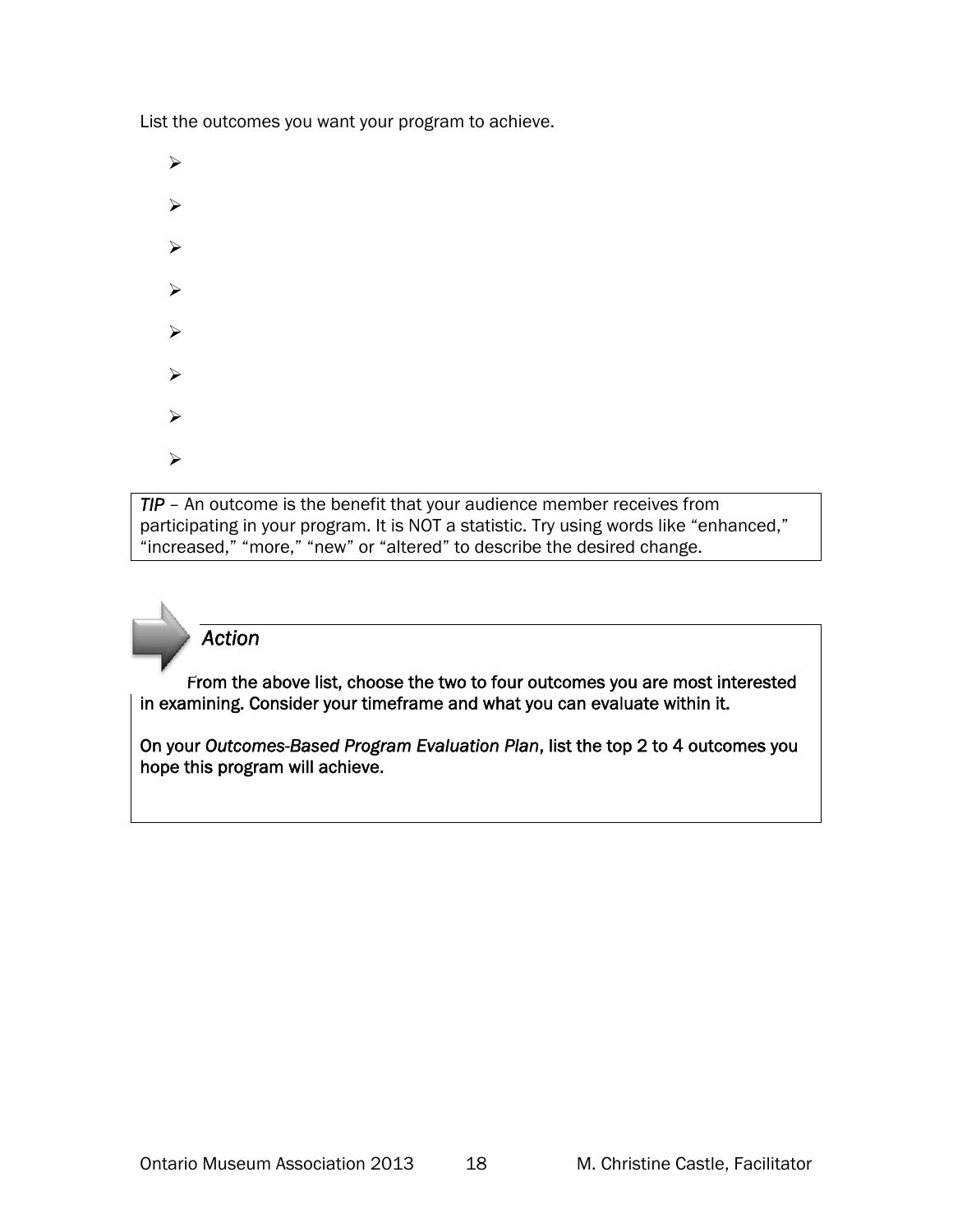List the outcomes you want your program to achieve.

- 
- 
- 
- 
- 
- 
- 
- 

*TIP* – An outcome is the benefit that your audience member receives from participating in your program. It is NOT a statistic. Try using words like “enhanced,” “increased,” “more,” “new” or “altered” to describe the desired change.

### *Action*

From the above list, choose the two to four outcomes you are most interested in examining. Consider your timeframe and what you can evaluate within it.

On your *Outcomes-Based Program Evaluation Plan*, list the top 2 to 4 outcomes you hope this program will achieve.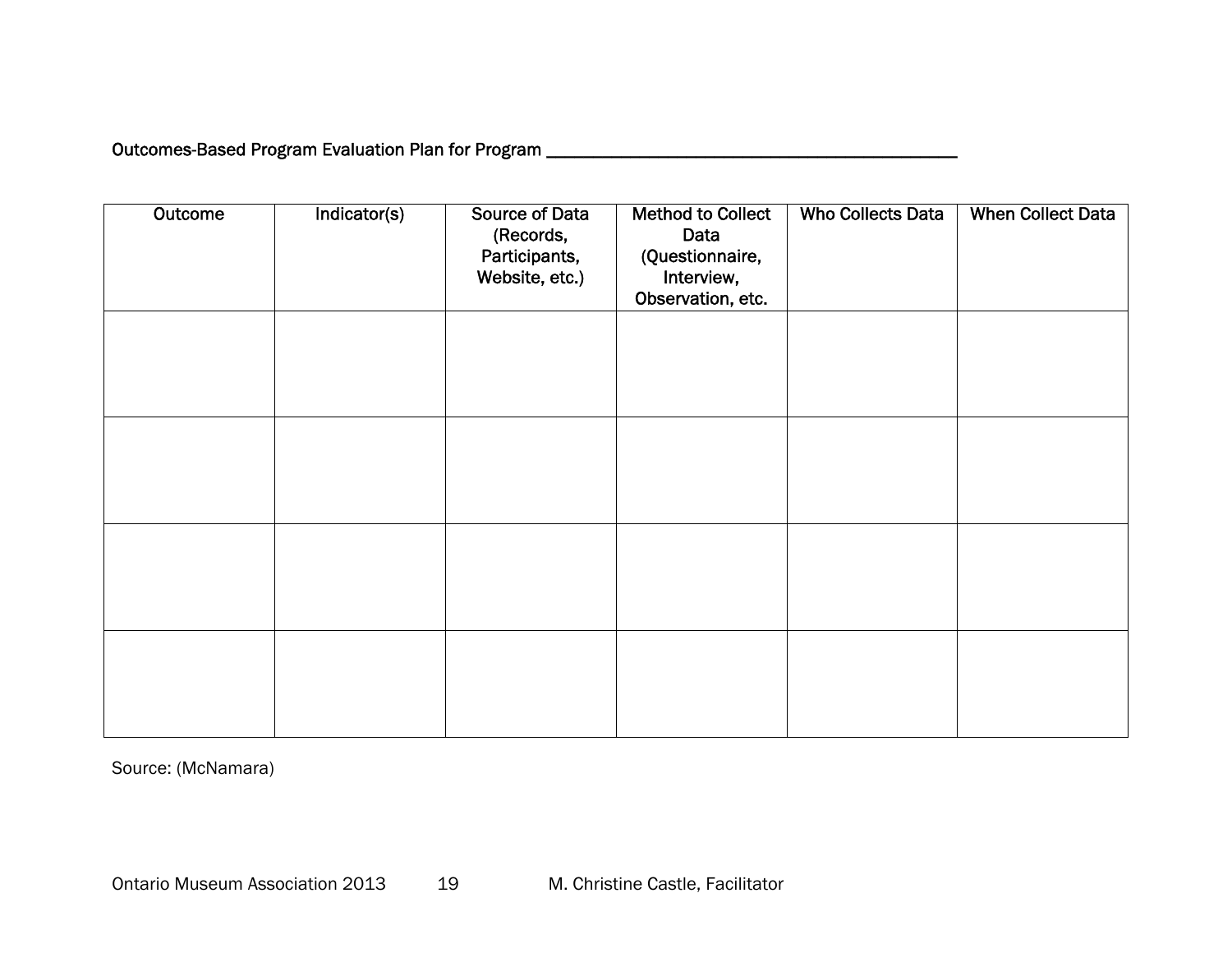Outcomes-Based Program Evaluation Plan for Program ___________________________________________

| Outcome | Indicator(s) | Source of Data (Records, Participants, Website, etc.) | Method to Collect Data (Questionnaire, Interview, Observation, etc. | Who Collects Data | When Collect Data |
|---|---|---|---|---|---|
| | | | | | |
| | | | | | |
| | | | | | |
| | | | | | |

Source: (McNamara)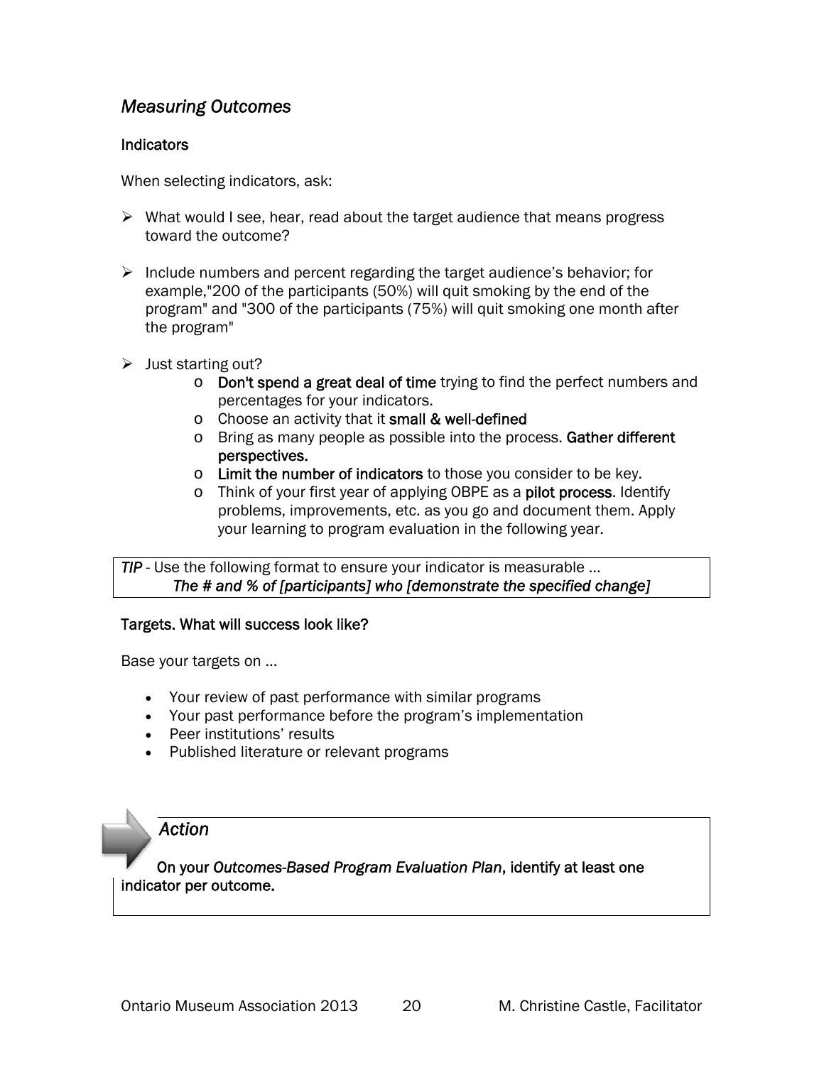## *Measuring Outcomes*

### Indicators

When selecting indicators, ask:

- What would I see, hear, read about the target audience that means progress toward the outcome?
- Include numbers and percent regarding the target audience's behavior; for example,"200 of the participants (50%) will quit smoking by the end of the program" and "300 of the participants (75%) will quit smoking one month after the program"
- Just starting out?
  - **Don't spend a great deal of time** trying to find the perfect numbers and percentages for your indicators.
  - Choose an activity that it **small & well-defined**
  - Bring as many people as possible into the process. **Gather different perspectives.**
  - **Limit the number of indicators** to those you consider to be key.
  - Think of your first year of applying OBPE as a **pilot process**. Identify problems, improvements, etc. as you go and document them. Apply your learning to program evaluation in the following year.

*TIP* - Use the following format to ensure your indicator is measurable …
*The # and % of [participants] who [demonstrate the specified change]*

### Targets. What will success look like?

Base your targets on …

- Your review of past performance with similar programs
- Your past performance before the program's implementation
- Peer institutions' results
- Published literature or relevant programs

### *Action*

**On your *Outcomes-Based Program Evaluation Plan*, identify at least one indicator per outcome.**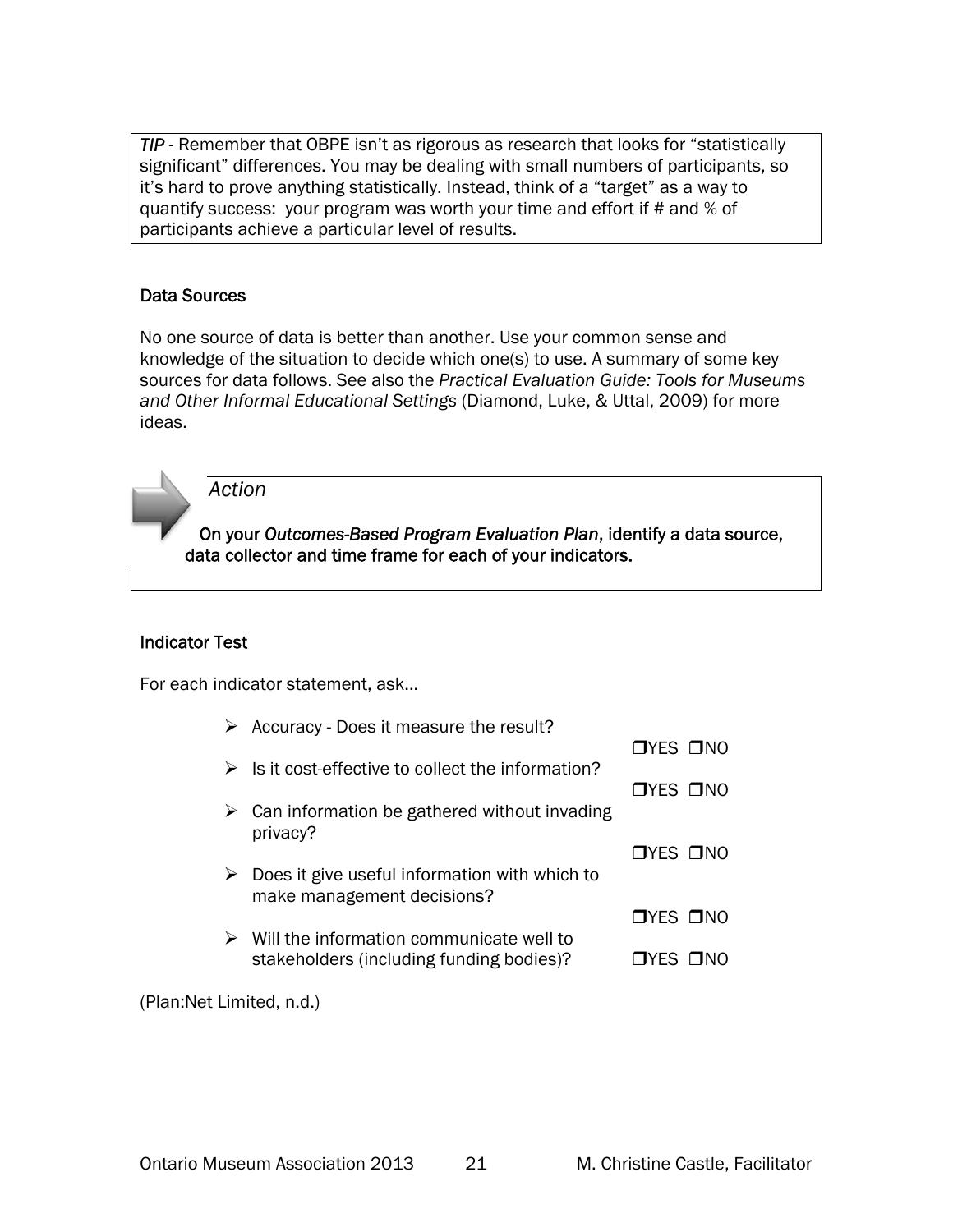*TIP* - Remember that OBPE isn't as rigorous as research that looks for "statistically significant" differences. You may be dealing with small numbers of participants, so it's hard to prove anything statistically. Instead, think of a "target" as a way to quantify success: your program was worth your time and effort if # and % of participants achieve a particular level of results.

### Data Sources

No one source of data is better than another. Use your common sense and knowledge of the situation to decide which one(s) to use. A summary of some key sources for data follows. See also the *Practical Evaluation Guide: Tools for Museums and Other Informal Educational Settings* (Diamond, Luke, & Uttal, 2009) for more ideas.

*Action*

On your *Outcomes-Based Program Evaluation Plan*, identify a data source, data collector and time frame for each of your indicators.

### Indicator Test

For each indicator statement, ask…

- Accuracy - Does it measure the result? ❒YES ❒NO
- Is it cost-effective to collect the information? ❒YES ❒NO
- Can information be gathered without invading privacy? ❒YES ❒NO
- Does it give useful information with which to make management decisions? ❒YES ❒NO
- Will the information communicate well to stakeholders (including funding bodies)? ❒YES ❒NO

(Plan:Net Limited, n.d.)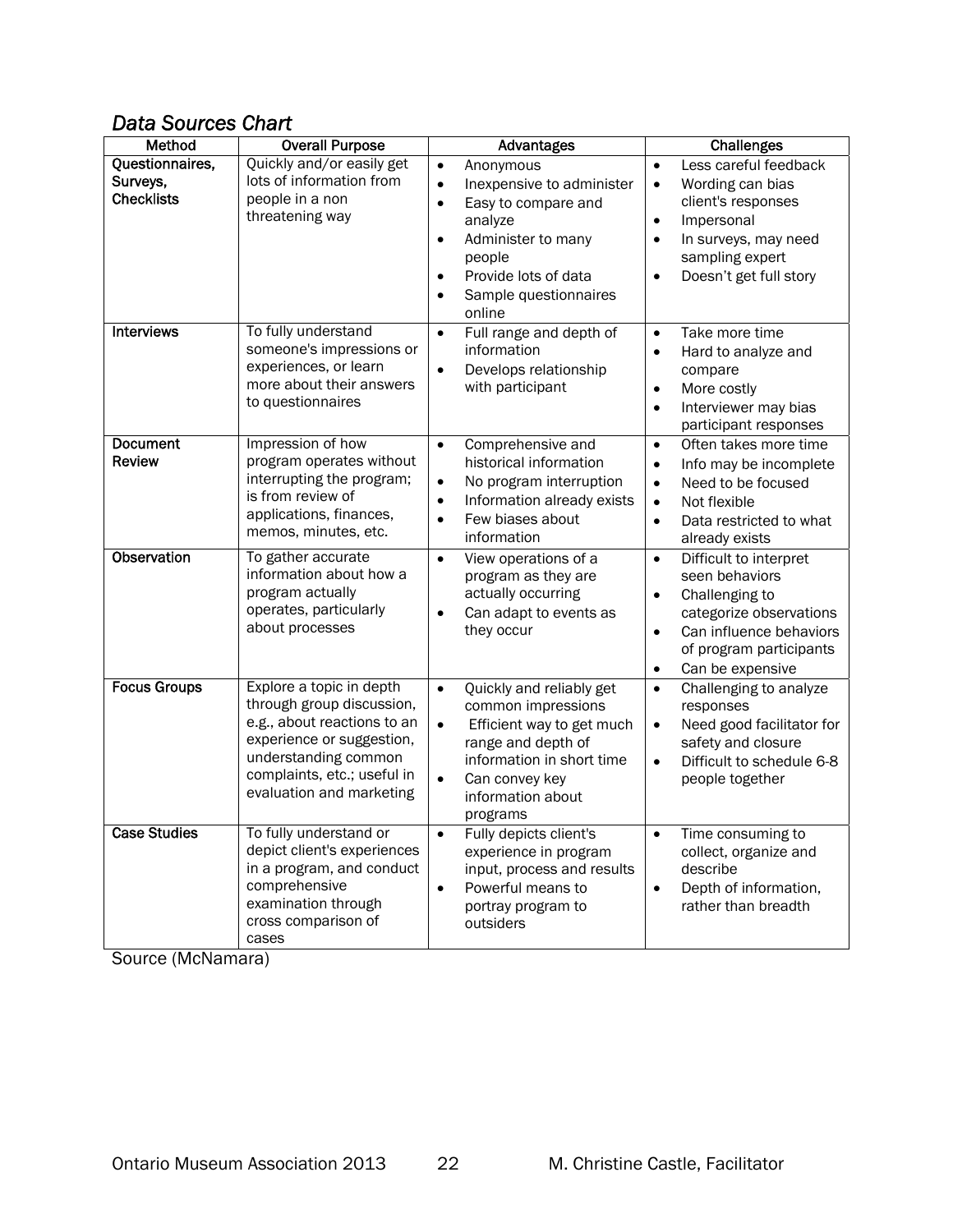## *Data Sources Chart*

| Method | Overall Purpose | Advantages | Challenges |
|---|---|---|---|
| **Questionnaires, Surveys, Checklists** | Quickly and/or easily get lots of information from people in a non threatening way | • Anonymous<br>• Inexpensive to administer<br>• Easy to compare and analyze<br>• Administer to many people<br>• Provide lots of data<br>• Sample questionnaires online | • Less careful feedback<br>• Wording can bias client's responses<br>• Impersonal<br>• In surveys, may need sampling expert<br>• Doesn't get full story |
| **Interviews** | To fully understand someone's impressions or experiences, or learn more about their answers to questionnaires | • Full range and depth of information<br>• Develops relationship with participant | • Take more time<br>• Hard to analyze and compare<br>• More costly<br>• Interviewer may bias participant responses |
| **Document Review** | Impression of how program operates without interrupting the program; is from review of applications, finances, memos, minutes, etc. | • Comprehensive and historical information<br>• No program interruption<br>• Information already exists<br>• Few biases about information | • Often takes more time<br>• Info may be incomplete<br>• Need to be focused<br>• Not flexible<br>• Data restricted to what already exists |
| **Observation** | To gather accurate information about how a program actually operates, particularly about processes | • View operations of a program as they are actually occurring<br>• Can adapt to events as they occur | • Difficult to interpret seen behaviors<br>• Challenging to categorize observations<br>• Can influence behaviors of program participants<br>• Can be expensive |
| **Focus Groups** | Explore a topic in depth through group discussion, e.g., about reactions to an experience or suggestion, understanding common complaints, etc.; useful in evaluation and marketing | • Quickly and reliably get common impressions<br>• Efficient way to get much range and depth of information in short time<br>• Can convey key information about programs | • Challenging to analyze responses<br>• Need good facilitator for safety and closure<br>• Difficult to schedule 6-8 people together |
| **Case Studies** | To fully understand or depict client's experiences in a program, and conduct comprehensive examination through cross comparison of cases | • Fully depicts client's experience in program input, process and results<br>• Powerful means to portray program to outsiders | • Time consuming to collect, organize and describe<br>• Depth of information, rather than breadth |

Source (McNamara)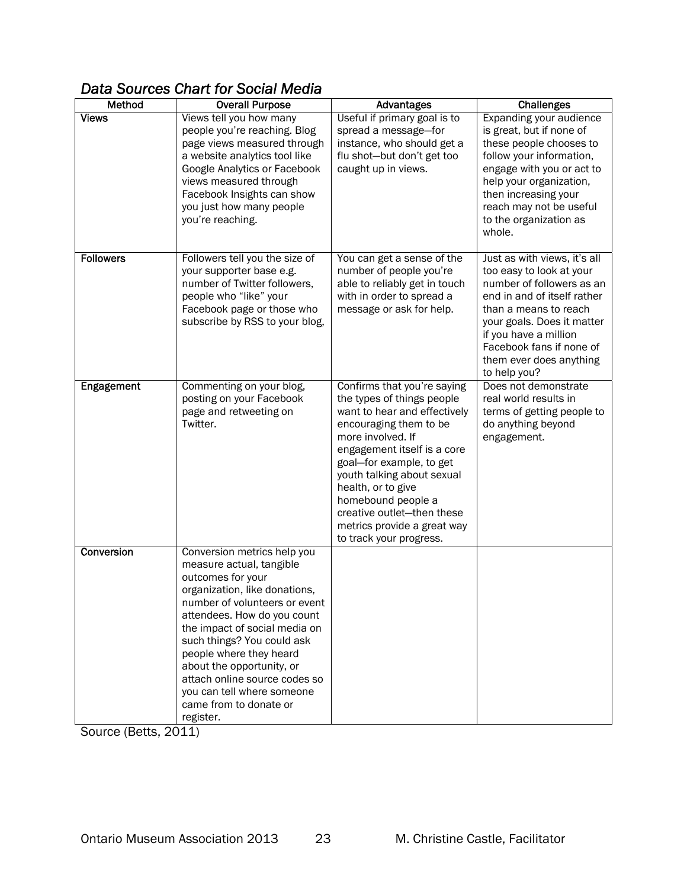*Data Sources Chart for Social Media*

| Method | Overall Purpose | Advantages | Challenges |
|---|---|---|---|
| **Views** | Views tell you how many people you're reaching. Blog page views measured through a website analytics tool like Google Analytics or Facebook views measured through Facebook Insights can show you just how many people you're reaching. | Useful if primary goal is to spread a message—for instance, who should get a flu shot—but don't get too caught up in views. | Expanding your audience is great, but if none of these people chooses to follow your information, engage with you or act to help your organization, then increasing your reach may not be useful to the organization as whole. |
| **Followers** | Followers tell you the size of your supporter base e.g. number of Twitter followers, people who "like" your Facebook page or those who subscribe by RSS to your blog, | You can get a sense of the number of people you're able to reliably get in touch with in order to spread a message or ask for help. | Just as with views, it's all too easy to look at your number of followers as an end in and of itself rather than a means to reach your goals. Does it matter if you have a million Facebook fans if none of them ever does anything to help you? |
| **Engagement** | Commenting on your blog, posting on your Facebook page and retweeting on Twitter. | Confirms that you're saying the types of things people want to hear and effectively encouraging them to be more involved. If engagement itself is a core goal—for example, to get youth talking about sexual health, or to give homebound people a creative outlet—then these metrics provide a great way to track your progress. | Does not demonstrate real world results in terms of getting people to do anything beyond engagement. |
| **Conversion** | Conversion metrics help you measure actual, tangible outcomes for your organization, like donations, number of volunteers or event attendees. How do you count the impact of social media on such things? You could ask people where they heard about the opportunity, or attach online source codes so you can tell where someone came from to donate or register. | | |

Source (Betts, 2011)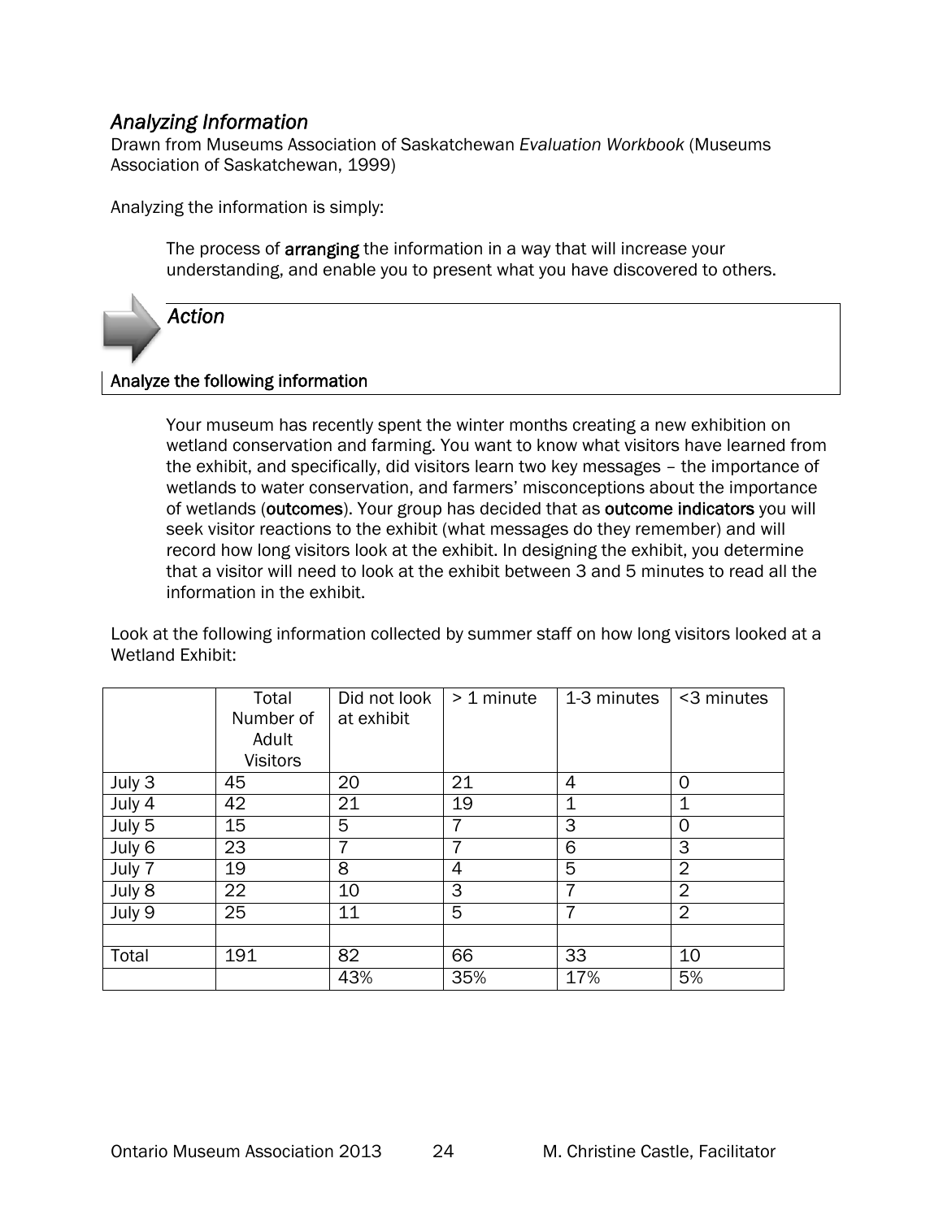## *Analyzing Information*

Drawn from Museums Association of Saskatchewan *Evaluation Workbook* (Museums Association of Saskatchewan, 1999)

Analyzing the information is simply:

> The process of **arranging** the information in a way that will increase your understanding, and enable you to present what you have discovered to others.

### *Action*

**Analyze the following information**

> Your museum has recently spent the winter months creating a new exhibition on wetland conservation and farming. You want to know what visitors have learned from the exhibit, and specifically, did visitors learn two key messages – the importance of wetlands to water conservation, and farmers' misconceptions about the importance of wetlands (**outcomes**). Your group has decided that as **outcome indicators** you will seek visitor reactions to the exhibit (what messages do they remember) and will record how long visitors look at the exhibit. In designing the exhibit, you determine that a visitor will need to look at the exhibit between 3 and 5 minutes to read all the information in the exhibit.

Look at the following information collected by summer staff on how long visitors looked at a Wetland Exhibit:

| | Total Number of Adult Visitors | Did not look at exhibit | > 1 minute | 1-3 minutes | <3 minutes |
|---|---|---|---|---|---|
| July 3 | 45 | 20 | 21 | 4 | 0 |
| July 4 | 42 | 21 | 19 | 1 | 1 |
| July 5 | 15 | 5 | 7 | 3 | 0 |
| July 6 | 23 | 7 | 7 | 6 | 3 |
| July 7 | 19 | 8 | 4 | 5 | 2 |
| July 8 | 22 | 10 | 3 | 7 | 2 |
| July 9 | 25 | 11 | 5 | 7 | 2 |
| | | | | | |
| Total | 191 | 82 | 66 | 33 | 10 |
| | | 43% | 35% | 17% | 5% |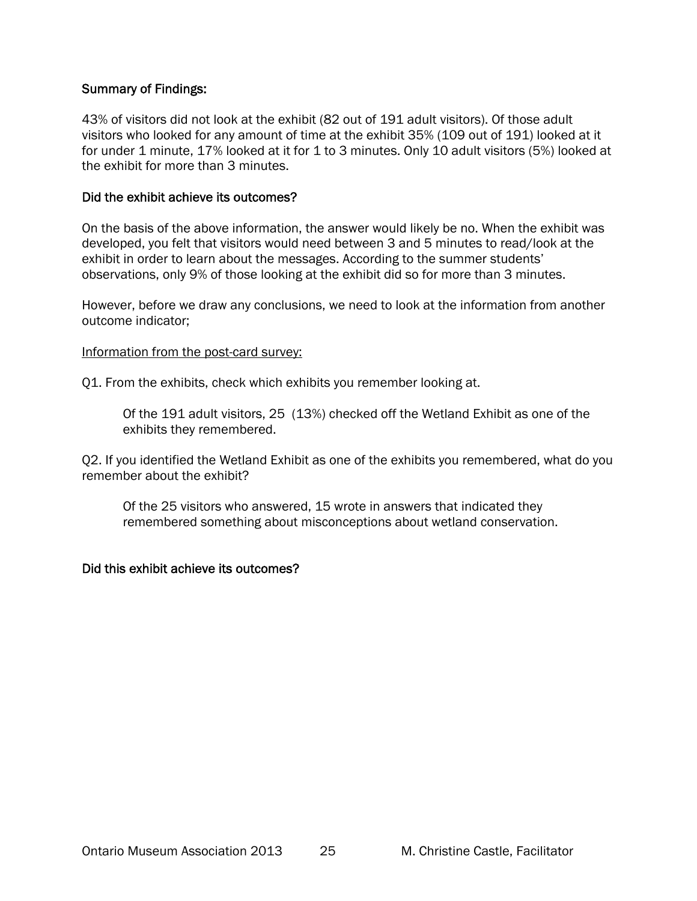**Summary of Findings:**

43% of visitors did not look at the exhibit (82 out of 191 adult visitors). Of those adult visitors who looked for any amount of time at the exhibit 35% (109 out of 191) looked at it for under 1 minute, 17% looked at it for 1 to 3 minutes. Only 10 adult visitors (5%) looked at the exhibit for more than 3 minutes.

**Did the exhibit achieve its outcomes?**

On the basis of the above information, the answer would likely be no. When the exhibit was developed, you felt that visitors would need between 3 and 5 minutes to read/look at the exhibit in order to learn about the messages. According to the summer students' observations, only 9% of those looking at the exhibit did so for more than 3 minutes.

However, before we draw any conclusions, we need to look at the information from another outcome indicator;

Information from the post-card survey:

Q1. From the exhibits, check which exhibits you remember looking at.

> Of the 191 adult visitors, 25 (13%) checked off the Wetland Exhibit as one of the exhibits they remembered.

Q2. If you identified the Wetland Exhibit as one of the exhibits you remembered, what do you remember about the exhibit?

> Of the 25 visitors who answered, 15 wrote in answers that indicated they remembered something about misconceptions about wetland conservation.

**Did this exhibit achieve its outcomes?**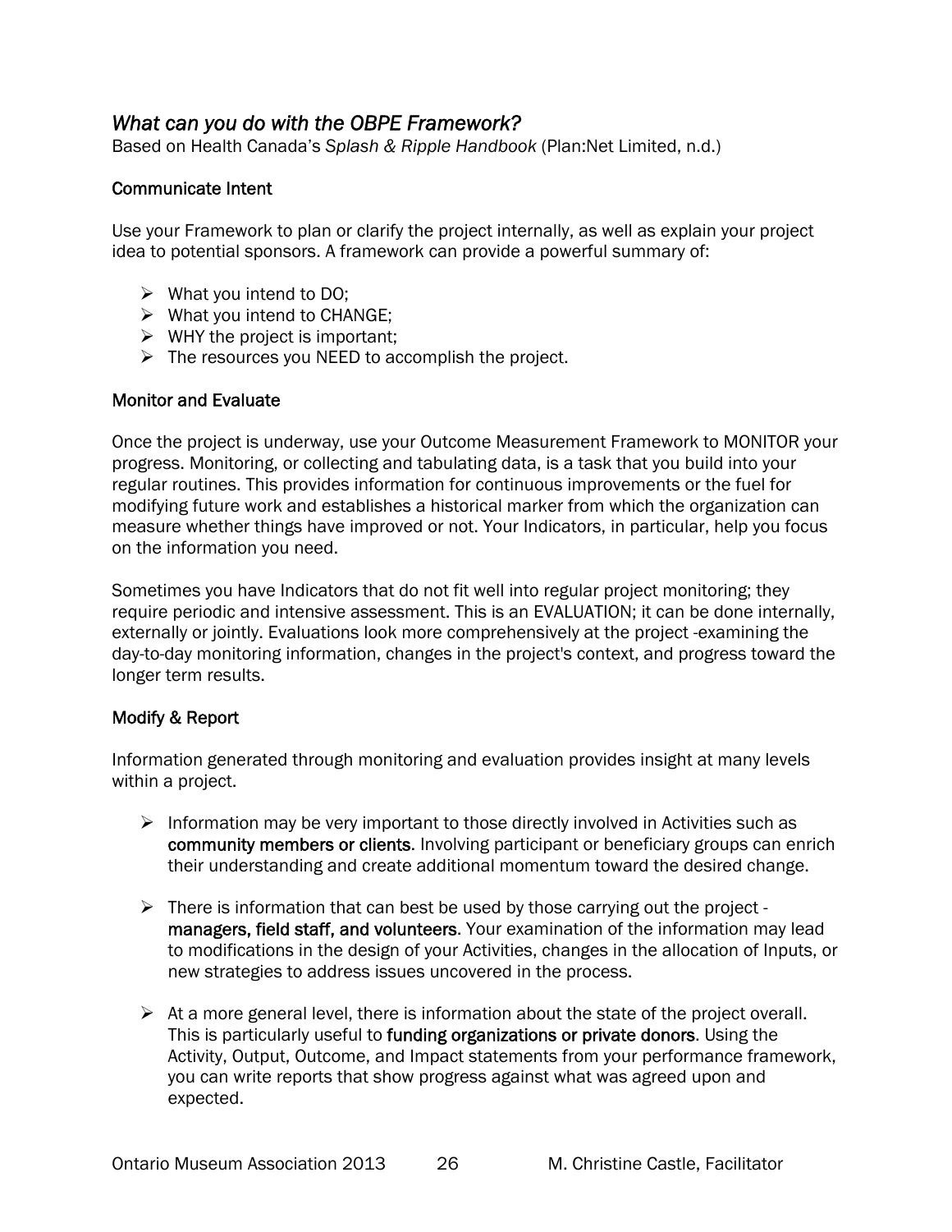## *What can you do with the OBPE Framework?*

Based on Health Canada's *Splash & Ripple Handbook* (Plan:Net Limited, n.d.)

### Communicate Intent

Use your Framework to plan or clarify the project internally, as well as explain your project idea to potential sponsors. A framework can provide a powerful summary of:

- What you intend to DO;
- What you intend to CHANGE;
- WHY the project is important;
- The resources you NEED to accomplish the project.

### Monitor and Evaluate

Once the project is underway, use your Outcome Measurement Framework to MONITOR your progress. Monitoring, or collecting and tabulating data, is a task that you build into your regular routines. This provides information for continuous improvements or the fuel for modifying future work and establishes a historical marker from which the organization can measure whether things have improved or not. Your Indicators, in particular, help you focus on the information you need.

Sometimes you have Indicators that do not fit well into regular project monitoring; they require periodic and intensive assessment. This is an EVALUATION; it can be done internally, externally or jointly. Evaluations look more comprehensively at the project -examining the day-to-day monitoring information, changes in the project's context, and progress toward the longer term results.

### Modify & Report

Information generated through monitoring and evaluation provides insight at many levels within a project.

- Information may be very important to those directly involved in Activities such as **community members or clients**. Involving participant or beneficiary groups can enrich their understanding and create additional momentum toward the desired change.

- There is information that can best be used by those carrying out the project - **managers, field staff, and volunteers**. Your examination of the information may lead to modifications in the design of your Activities, changes in the allocation of Inputs, or new strategies to address issues uncovered in the process.

- At a more general level, there is information about the state of the project overall. This is particularly useful to **funding organizations or private donors**. Using the Activity, Output, Outcome, and Impact statements from your performance framework, you can write reports that show progress against what was agreed upon and expected.